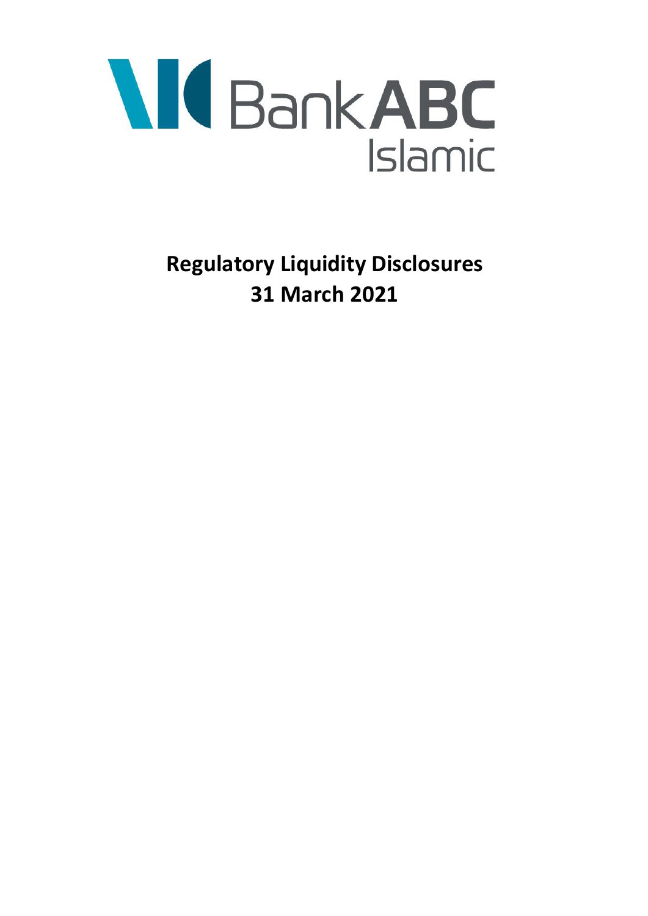Bank ABC Islamic

# Regulatory Liquidity Disclosures

# 31 March 2021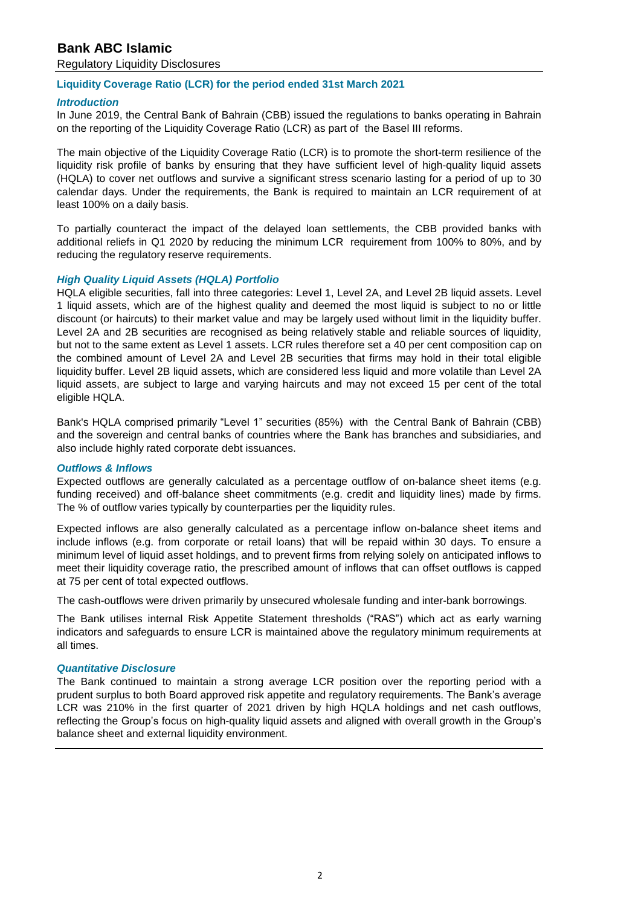# Bank ABC Islamic

Regulatory Liquidity Disclosures

## Liquidity Coverage Ratio (LCR) for the period ended 31st March 2021

### *Introduction*

In June 2019, the Central Bank of Bahrain (CBB) issued the regulations to banks operating in Bahrain on the reporting of the Liquidity Coverage Ratio (LCR) as part of the Basel III reforms.

The main objective of the Liquidity Coverage Ratio (LCR) is to promote the short-term resilience of the liquidity risk profile of banks by ensuring that they have sufficient level of high-quality liquid assets (HQLA) to cover net outflows and survive a significant stress scenario lasting for a period of up to 30 calendar days. Under the requirements, the Bank is required to maintain an LCR requirement of at least 100% on a daily basis.

To partially counteract the impact of the delayed loan settlements, the CBB provided banks with additional reliefs in Q1 2020 by reducing the minimum LCR requirement from 100% to 80%, and by reducing the regulatory reserve requirements.

### *High Quality Liquid Assets (HQLA) Portfolio*

HQLA eligible securities, fall into three categories: Level 1, Level 2A, and Level 2B liquid assets. Level 1 liquid assets, which are of the highest quality and deemed the most liquid is subject to no or little discount (or haircuts) to their market value and may be largely used without limit in the liquidity buffer. Level 2A and 2B securities are recognised as being relatively stable and reliable sources of liquidity, but not to the same extent as Level 1 assets. LCR rules therefore set a 40 per cent composition cap on the combined amount of Level 2A and Level 2B securities that firms may hold in their total eligible liquidity buffer. Level 2B liquid assets, which are considered less liquid and more volatile than Level 2A liquid assets, are subject to large and varying haircuts and may not exceed 15 per cent of the total eligible HQLA.

Bank's HQLA comprised primarily "Level 1" securities (85%) with the Central Bank of Bahrain (CBB) and the sovereign and central banks of countries where the Bank has branches and subsidiaries, and also include highly rated corporate debt issuances.

### *Outflows & Inflows*

Expected outflows are generally calculated as a percentage outflow of on-balance sheet items (e.g. funding received) and off-balance sheet commitments (e.g. credit and liquidity lines) made by firms. The % of outflow varies typically by counterparties per the liquidity rules.

Expected inflows are also generally calculated as a percentage inflow on-balance sheet items and include inflows (e.g. from corporate or retail loans) that will be repaid within 30 days. To ensure a minimum level of liquid asset holdings, and to prevent firms from relying solely on anticipated inflows to meet their liquidity coverage ratio, the prescribed amount of inflows that can offset outflows is capped at 75 per cent of total expected outflows.

The cash-outflows were driven primarily by unsecured wholesale funding and inter-bank borrowings.

The Bank utilises internal Risk Appetite Statement thresholds ("RAS") which act as early warning indicators and safeguards to ensure LCR is maintained above the regulatory minimum requirements at all times.

### *Quantitative Disclosure*

The Bank continued to maintain a strong average LCR position over the reporting period with a prudent surplus to both Board approved risk appetite and regulatory requirements. The Bank's average LCR was 210% in the first quarter of 2021 driven by high HQLA holdings and net cash outflows, reflecting the Group's focus on high-quality liquid assets and aligned with overall growth in the Group's balance sheet and external liquidity environment.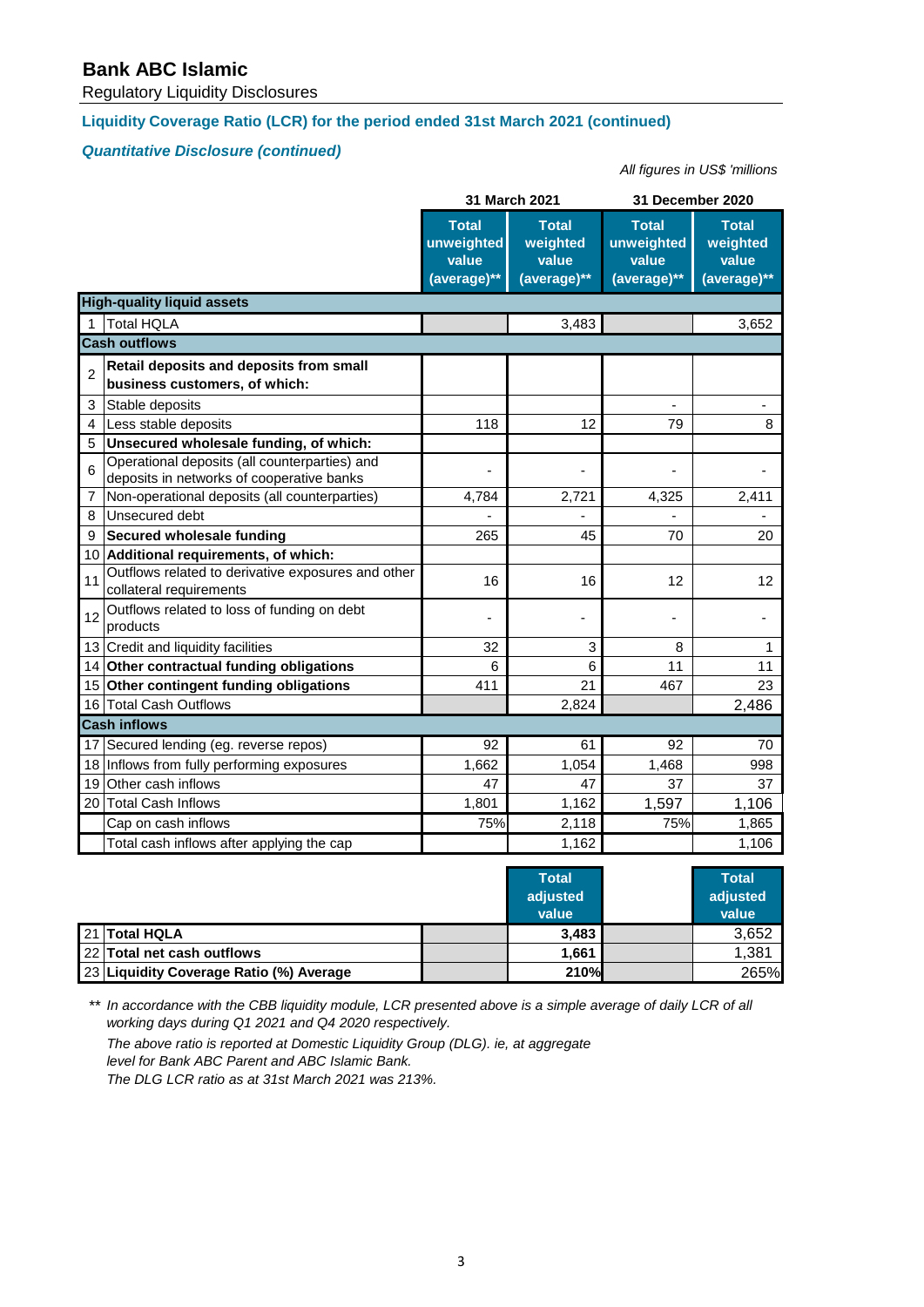# Bank ABC Islamic

Regulatory Liquidity Disclosures

## Liquidity Coverage Ratio (LCR) for the period ended 31st March 2021 (continued)

### *Quantitative Disclosure (continued)*

*All figures in US$ 'millions*

| | | 31 March 2021 | | 31 December 2020 | |
|---|---|---|---|---|---|
| | | **Total unweighted value (average)\*\*** | **Total weighted value (average)\*\*** | **Total unweighted value (average)\*\*** | **Total weighted value (average)\*\*** |
| **High-quality liquid assets** | | | | | |
| 1 | Total HQLA | | 3,483 | | 3,652 |
| **Cash outflows** | | | | | |
| 2 | **Retail deposits and deposits from small business customers, of which:** | | | | |
| 3 | Stable deposits | | | - | - |
| 4 | Less stable deposits | 118 | 12 | 79 | 8 |
| 5 | **Unsecured wholesale funding, of which:** | | | | |
| 6 | Operational deposits (all counterparties) and deposits in networks of cooperative banks | - | - | - | - |
| 7 | Non-operational deposits (all counterparties) | 4,784 | 2,721 | 4,325 | 2,411 |
| 8 | Unsecured debt | - | - | - | - |
| 9 | **Secured wholesale funding** | 265 | 45 | 70 | 20 |
| 10 | **Additional requirements, of which:** | | | | |
| 11 | Outflows related to derivative exposures and other collateral requirements | 16 | 16 | 12 | 12 |
| 12 | Outflows related to loss of funding on debt products | - | - | - | - |
| 13 | Credit and liquidity facilities | 32 | 3 | 8 | 1 |
| 14 | **Other contractual funding obligations** | 6 | 6 | 11 | 11 |
| 15 | **Other contingent funding obligations** | 411 | 21 | 467 | 23 |
| 16 | Total Cash Outflows | | 2,824 | | 2,486 |
| **Cash inflows** | | | | | |
| 17 | Secured lending (eg. reverse repos) | 92 | 61 | 92 | 70 |
| 18 | Inflows from fully performing exposures | 1,662 | 1,054 | 1,468 | 998 |
| 19 | Other cash inflows | 47 | 47 | 37 | 37 |
| 20 | Total Cash Inflows | 1,801 | 1,162 | 1,597 | 1,106 |
| | Cap on cash inflows | 75% | 2,118 | 75% | 1,865 |
| | Total cash inflows after applying the cap | | 1,162 | | 1,106 |

| | | | **Total adjusted value** | | **Total adjusted value** |
|---|---|---|---|---|---|
| 21 | **Total HQLA** | | **3,483** | | 3,652 |
| 22 | **Total net cash outflows** | | **1,661** | | 1,381 |
| 23 | **Liquidity Coverage Ratio (%) Average** | | **210%** | | 265% |

*\*\* In accordance with the CBB liquidity module, LCR presented above is a simple average of daily LCR of all working days during Q1 2021 and Q4 2020 respectively.*

*The above ratio is reported at Domestic Liquidity Group (DLG). ie, at aggregate level for Bank ABC Parent and ABC Islamic Bank.*

*The DLG LCR ratio as at 31st March 2021 was 213%.*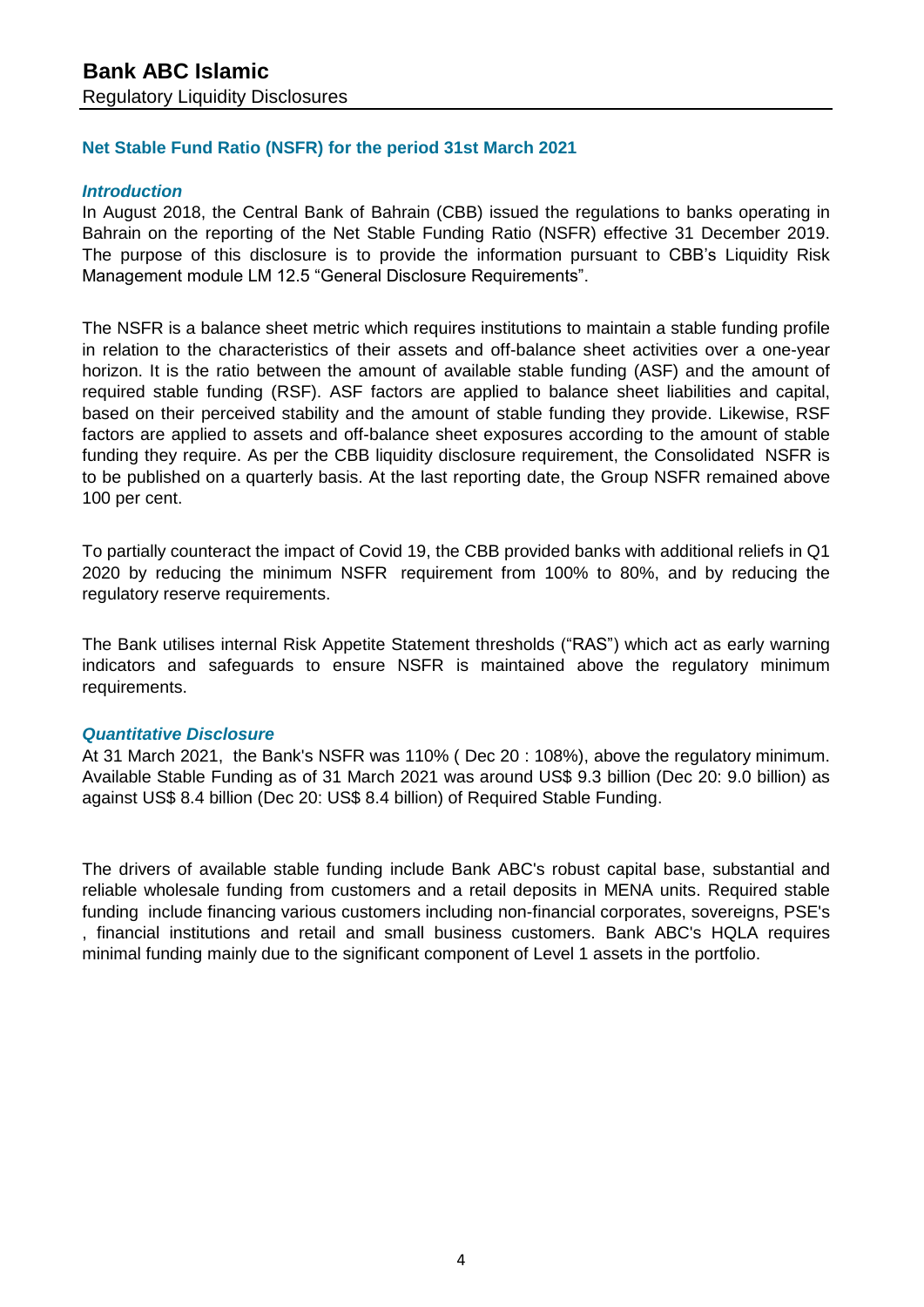# Bank ABC Islamic

Regulatory Liquidity Disclosures

## Net Stable Fund Ratio (NSFR) for the period 31st March 2021

### *Introduction*

In August 2018, the Central Bank of Bahrain (CBB) issued the regulations to banks operating in Bahrain on the reporting of the Net Stable Funding Ratio (NSFR) effective 31 December 2019. The purpose of this disclosure is to provide the information pursuant to CBB's Liquidity Risk Management module LM 12.5 "General Disclosure Requirements".

The NSFR is a balance sheet metric which requires institutions to maintain a stable funding profile in relation to the characteristics of their assets and off-balance sheet activities over a one-year horizon. It is the ratio between the amount of available stable funding (ASF) and the amount of required stable funding (RSF). ASF factors are applied to balance sheet liabilities and capital, based on their perceived stability and the amount of stable funding they provide. Likewise, RSF factors are applied to assets and off-balance sheet exposures according to the amount of stable funding they require. As per the CBB liquidity disclosure requirement, the Consolidated NSFR is to be published on a quarterly basis. At the last reporting date, the Group NSFR remained above 100 per cent.

To partially counteract the impact of Covid 19, the CBB provided banks with additional reliefs in Q1 2020 by reducing the minimum NSFR requirement from 100% to 80%, and by reducing the regulatory reserve requirements.

The Bank utilises internal Risk Appetite Statement thresholds ("RAS") which act as early warning indicators and safeguards to ensure NSFR is maintained above the regulatory minimum requirements.

### *Quantitative Disclosure*

At 31 March 2021, the Bank's NSFR was 110% ( Dec 20 : 108%), above the regulatory minimum. Available Stable Funding as of 31 March 2021 was around US$ 9.3 billion (Dec 20: 9.0 billion) as against US$ 8.4 billion (Dec 20: US$ 8.4 billion) of Required Stable Funding.

The drivers of available stable funding include Bank ABC's robust capital base, substantial and reliable wholesale funding from customers and a retail deposits in MENA units. Required stable funding include financing various customers including non-financial corporates, sovereigns, PSE's , financial institutions and retail and small business customers. Bank ABC's HQLA requires minimal funding mainly due to the significant component of Level 1 assets in the portfolio.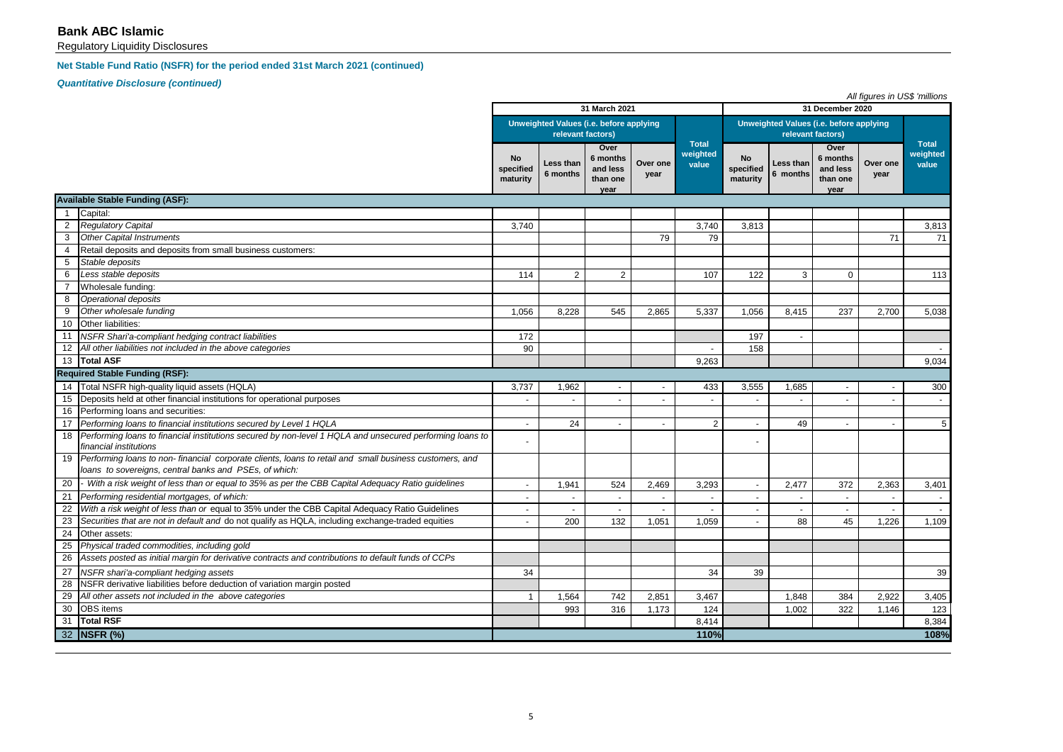# Bank ABC Islamic

Regulatory Liquidity Disclosures

## Net Stable Fund Ratio (NSFR) for the period ended 31st March 2021 (continued)

### *Quantitative Disclosure (continued)*

*All figures in US$ 'millions*

| | | 31 March 2021 | | | | | 31 December 2020 | | | | |
|---|---|---|---|---|---|---|---|---|---|---|---|
| | | Unweighted Values (i.e. before applying relevant factors) | | | | Total weighted value | Unweighted Values (i.e. before applying relevant factors) | | | | Total weighted value |
| | | No specified maturity | Less than 6 months | Over 6 months and less than one year | Over one year | | No specified maturity | Less than 6 months | Over 6 months and less than one year | Over one year | |
| | **Available Stable Funding (ASF):** | | | | | | | | | | |
| 1 | Capital: | | | | | | | | | | |
| 2 | *Regulatory Capital* | 3,740 | | | | 3,740 | 3,813 | | | | 3,813 |
| 3 | *Other Capital Instruments* | | | | 79 | 79 | | | | 71 | 71 |
| 4 | Retail deposits and deposits from small business customers: | | | | | | | | | | |
| 5 | *Stable deposits* | | | | | | | | | | |
| 6 | *Less stable deposits* | 114 | 2 | 2 | | 107 | 122 | 3 | 0 | | 113 |
| 7 | Wholesale funding: | | | | | | | | | | |
| 8 | *Operational deposits* | | | | | | | | | | |
| 9 | *Other wholesale funding* | 1,056 | 8,228 | 545 | 2,865 | 5,337 | 1,056 | 8,415 | 237 | 2,700 | 5,038 |
| 10 | Other liabilities: | | | | | | | | | | |
| 11 | *NSFR Shari'a-compliant hedging contract liabilities* | 172 | | | | | 197 | - | | | |
| 12 | *All other liabilities not included in the above categories* | 90 | | | | - | 158 | | | | - |
| 13 | **Total ASF** | | | | | 9,263 | | | | | 9,034 |
| | **Required Stable Funding (RSF):** | | | | | | | | | | |
| 14 | Total NSFR high-quality liquid assets (HQLA) | 3,737 | 1,962 | - | - | 433 | 3,555 | 1,685 | - | - | 300 |
| 15 | Deposits held at other financial institutions for operational purposes | - | - | - | - | - | - | - | - | - | - |
| 16 | Performing loans and securities: | | | | | | | | | | |
| 17 | *Performing loans to financial institutions secured by Level 1 HQLA* | - | 24 | - | - | 2 | - | 49 | - | - | 5 |
| 18 | *Performing loans to financial institutions secured by non-level 1 HQLA and unsecured performing loans to financial institutions* | - | | | | | - | | | | |
| 19 | *Performing loans to non- financial corporate clients, loans to retail and small business customers, and loans to sovereigns, central banks and PSEs, of which:* | | | | | | | | | | |
| 20 | *- With a risk weight of less than or equal to 35% as per the CBB Capital Adequacy Ratio guidelines* | - | 1,941 | 524 | 2,469 | 3,293 | - | 2,477 | 372 | 2,363 | 3,401 |
| 21 | *Performing residential mortgages, of which:* | - | - | - | - | - | - | - | - | - | - |
| 22 | *With a risk weight of less than or equal to 35% under the CBB Capital Adequacy Ratio Guidelines* | - | - | - | - | - | - | - | - | - | - |
| 23 | *Securities that are not in default and do not qualify as HQLA, including exchange-traded equities* | - | 200 | 132 | 1,051 | 1,059 | - | 88 | 45 | 1,226 | 1,109 |
| 24 | Other assets: | | | | | | | | | | |
| 25 | *Physical traded commodities, including gold* | | | | | | | | | | |
| 26 | *Assets posted as initial margin for derivative contracts and contributions to default funds of CCPs* | | | | | | | | | | |
| 27 | *NSFR shari'a-compliant hedging assets* | 34 | | | | 34 | 39 | | | | 39 |
| 28 | NSFR derivative liabilities before deduction of variation margin posted | | | | | | | | | | |
| 29 | *All other assets not included in the above categories* | 1 | 1,564 | 742 | 2,851 | 3,467 | | 1,848 | 384 | 2,922 | 3,405 |
| 30 | OBS items | | 993 | 316 | 1,173 | 124 | | 1,002 | 322 | 1,146 | 123 |
| 31 | **Total RSF** | | | | | 8,414 | | | | | 8,384 |
| 32 | **NSFR (%)** | | | | | **110%** | | | | | **108%** |